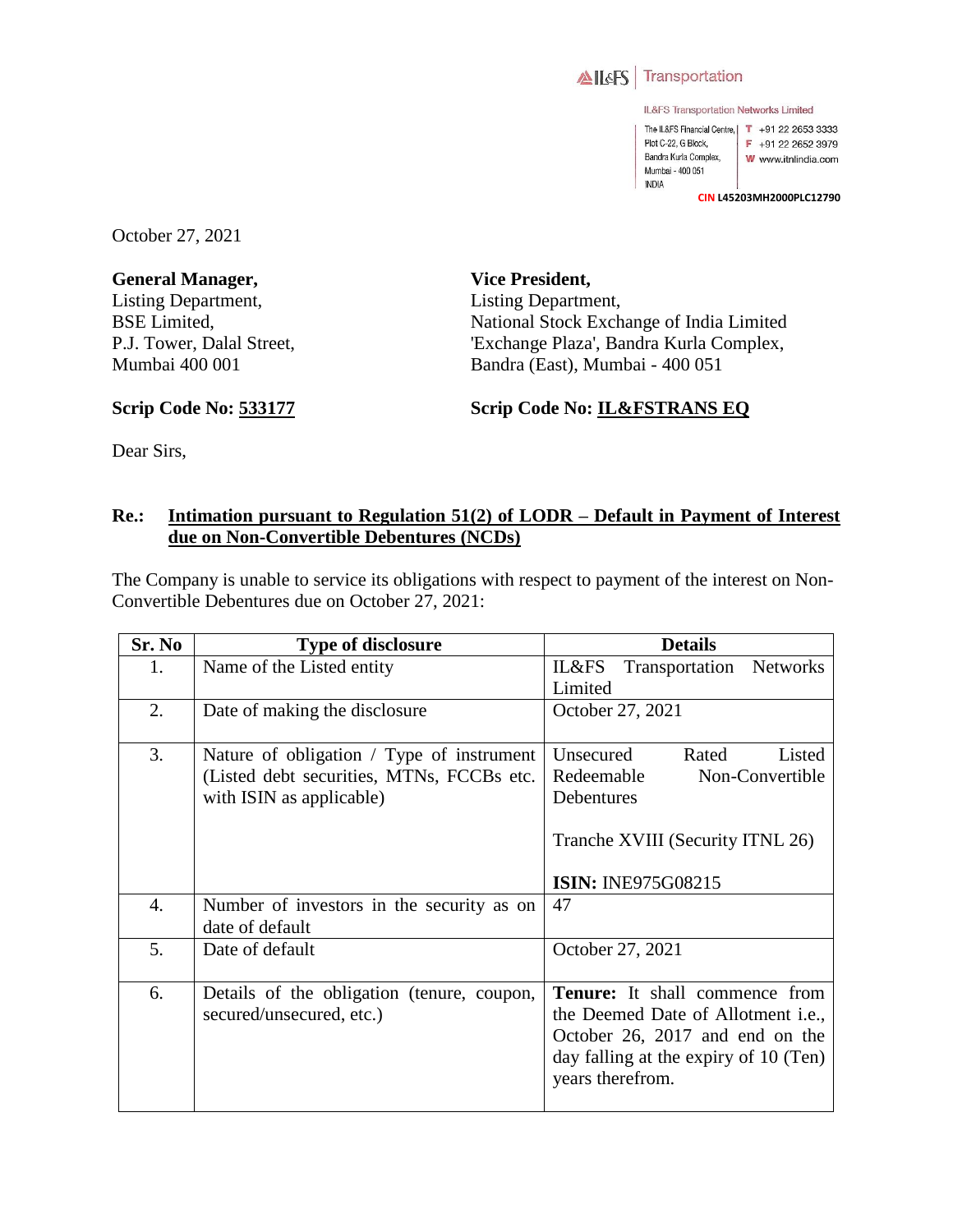IL&FS | Transportation

IL&FS Transportation Networks Limited

The IL&FS Financial Centre, Plot C-22, G Block, Bandra Kurla Complex, Mumbai - 400 051 INDIA

T +91 22 2653 3333
F +91 22 2652 3979
W www.itnlindia.com

CIN L45203MH2000PLC12790

October 27, 2021

**General Manager,**
Listing Department,
BSE Limited,
P.J. Tower, Dalal Street,
Mumbai 400 001

**Scrip Code No: 533177**

**Vice President,**
Listing Department,
National Stock Exchange of India Limited
'Exchange Plaza', Bandra Kurla Complex,
Bandra (East), Mumbai - 400 051

**Scrip Code No: IL&FSTRANS EQ**

Dear Sirs,

**Re.: Intimation pursuant to Regulation 51(2) of LODR – Default in Payment of Interest due on Non-Convertible Debentures (NCDs)**

The Company is unable to service its obligations with respect to payment of the interest on Non-Convertible Debentures due on October 27, 2021:

| Sr. No | Type of disclosure | Details |
|---|---|---|
| 1. | Name of the Listed entity | IL&FS Transportation Networks Limited |
| 2. | Date of making the disclosure | October 27, 2021 |
| 3. | Nature of obligation / Type of instrument (Listed debt securities, MTNs, FCCBs etc. with ISIN as applicable) | Unsecured Rated Listed Redeemable Non-Convertible Debentures<br><br>Tranche XVIII (Security ITNL 26)<br><br>**ISIN:** INE975G08215 |
| 4. | Number of investors in the security as on date of default | 47 |
| 5. | Date of default | October 27, 2021 |
| 6. | Details of the obligation (tenure, coupon, secured/unsecured, etc.) | **Tenure:** It shall commence from the Deemed Date of Allotment i.e., October 26, 2017 and end on the day falling at the expiry of 10 (Ten) years therefrom. |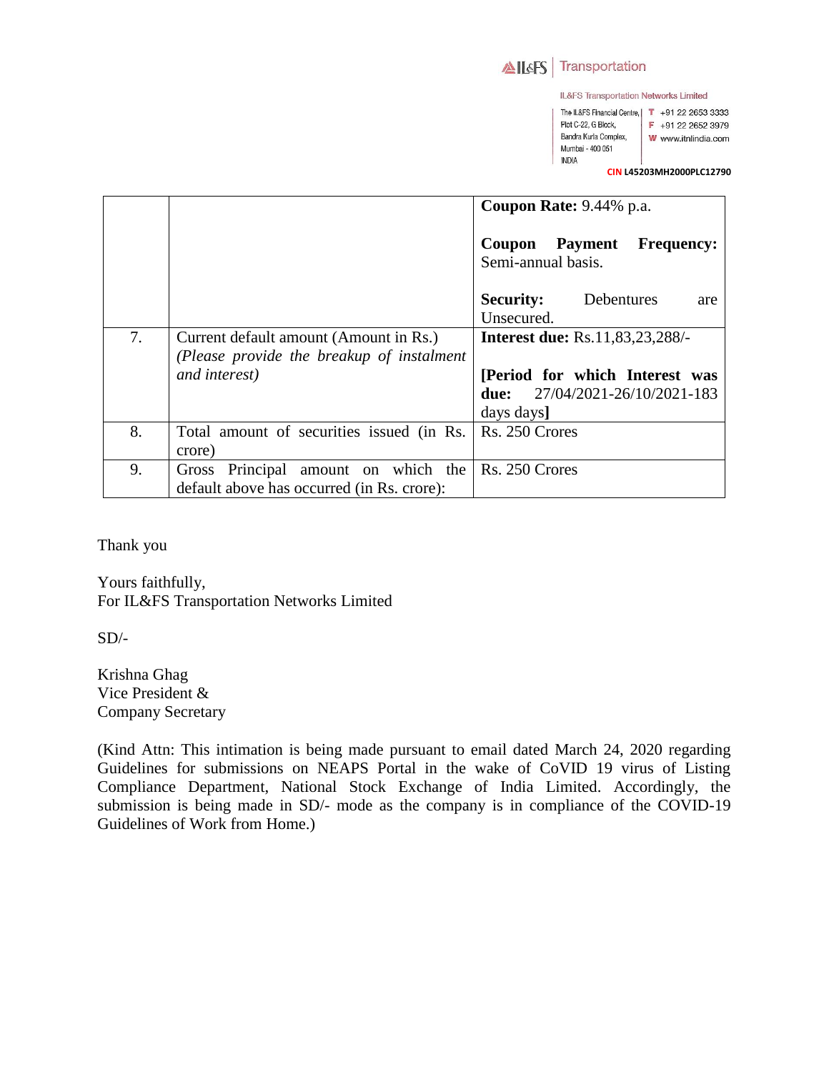| | | |
|---|---|---|
| | | **Coupon Rate:** 9.44% p.a.<br><br>**Coupon Payment Frequency:** Semi-annual basis.<br><br>**Security:** Debentures are Unsecured. |
| 7. | Current default amount (Amount in Rs.) *(Please provide the breakup of instalment and interest)* | **Interest due:** Rs.11,83,23,288/-<br><br>**[Period for which Interest was due:** 27/04/2021-26/10/2021-183 days days**]** |
| 8. | Total amount of securities issued (in Rs. crore) | Rs. 250 Crores |
| 9. | Gross Principal amount on which the default above has occurred (in Rs. crore): | Rs. 250 Crores |

Thank you

Yours faithfully,
For IL&FS Transportation Networks Limited

SD/-

Krishna Ghag
Vice President &
Company Secretary

(Kind Attn: This intimation is being made pursuant to email dated March 24, 2020 regarding Guidelines for submissions on NEAPS Portal in the wake of CoVID 19 virus of Listing Compliance Department, National Stock Exchange of India Limited. Accordingly, the submission is being made in SD/- mode as the company is in compliance of the COVID-19 Guidelines of Work from Home.)